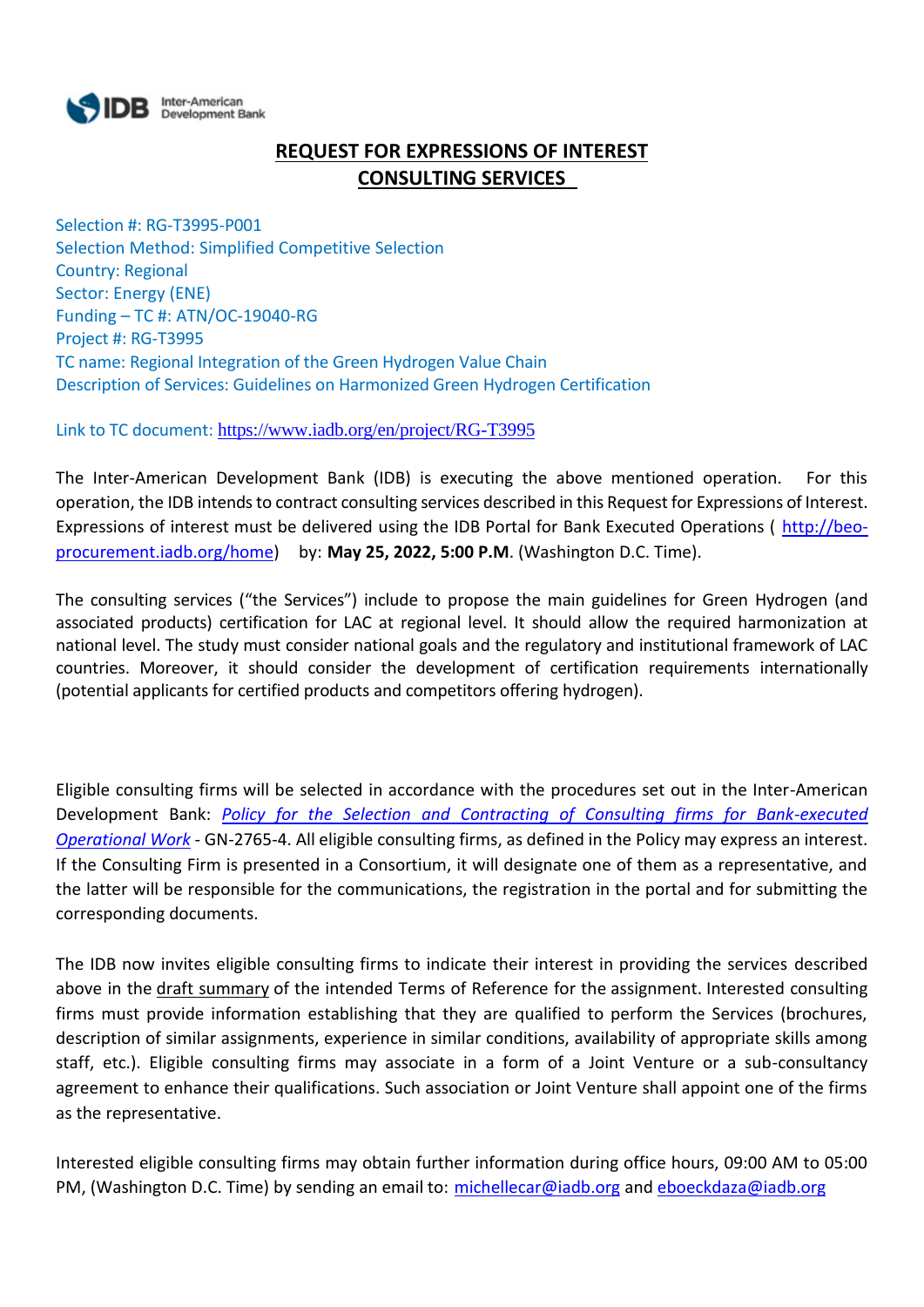# REQUEST FOR EXPRESSIONS OF INTEREST
# CONSULTING SERVICES

Selection #: RG-T3995-P001
Selection Method: Simplified Competitive Selection
Country: Regional
Sector: Energy (ENE)
Funding – TC #: ATN/OC-19040-RG
Project #: RG-T3995
TC name: Regional Integration of the Green Hydrogen Value Chain
Description of Services: Guidelines on Harmonized Green Hydrogen Certification

Link to TC document: https://www.iadb.org/en/project/RG-T3995

The Inter-American Development Bank (IDB) is executing the above mentioned operation. For this operation, the IDB intends to contract consulting services described in this Request for Expressions of Interest. Expressions of interest must be delivered using the IDB Portal for Bank Executed Operations ( http://beo-procurement.iadb.org/home) by: **May 25, 2022, 5:00 P.M.** (Washington D.C. Time).

The consulting services ("the Services") include to propose the main guidelines for Green Hydrogen (and associated products) certification for LAC at regional level. It should allow the required harmonization at national level. The study must consider national goals and the regulatory and institutional framework of LAC countries. Moreover, it should consider the development of certification requirements internationally (potential applicants for certified products and competitors offering hydrogen).

Eligible consulting firms will be selected in accordance with the procedures set out in the Inter-American Development Bank: *Policy for the Selection and Contracting of Consulting firms for Bank-executed Operational Work* - GN-2765-4. All eligible consulting firms, as defined in the Policy may express an interest. If the Consulting Firm is presented in a Consortium, it will designate one of them as a representative, and the latter will be responsible for the communications, the registration in the portal and for submitting the corresponding documents.

The IDB now invites eligible consulting firms to indicate their interest in providing the services described above in the draft summary of the intended Terms of Reference for the assignment. Interested consulting firms must provide information establishing that they are qualified to perform the Services (brochures, description of similar assignments, experience in similar conditions, availability of appropriate skills among staff, etc.). Eligible consulting firms may associate in a form of a Joint Venture or a sub-consultancy agreement to enhance their qualifications. Such association or Joint Venture shall appoint one of the firms as the representative.

Interested eligible consulting firms may obtain further information during office hours, 09:00 AM to 05:00 PM, (Washington D.C. Time) by sending an email to: michellecar@iadb.org and eboeckdaza@iadb.org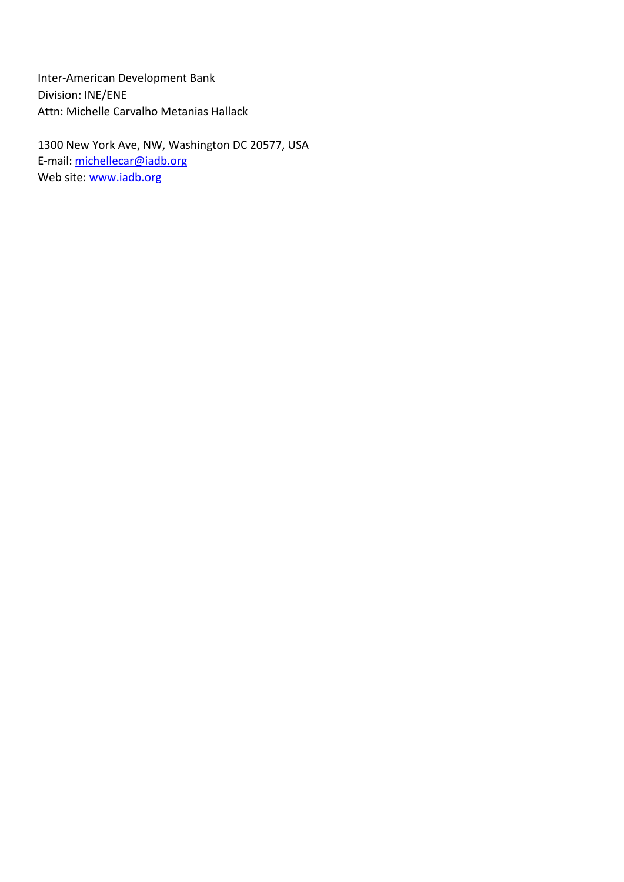Inter-American Development Bank
Division: INE/ENE
Attn: Michelle Carvalho Metanias Hallack

1300 New York Ave, NW, Washington DC 20577, USA
E-mail: [michellecar@iadb.org](mailto:michellecar@iadb.org)
Web site: [www.iadb.org](http://www.iadb.org)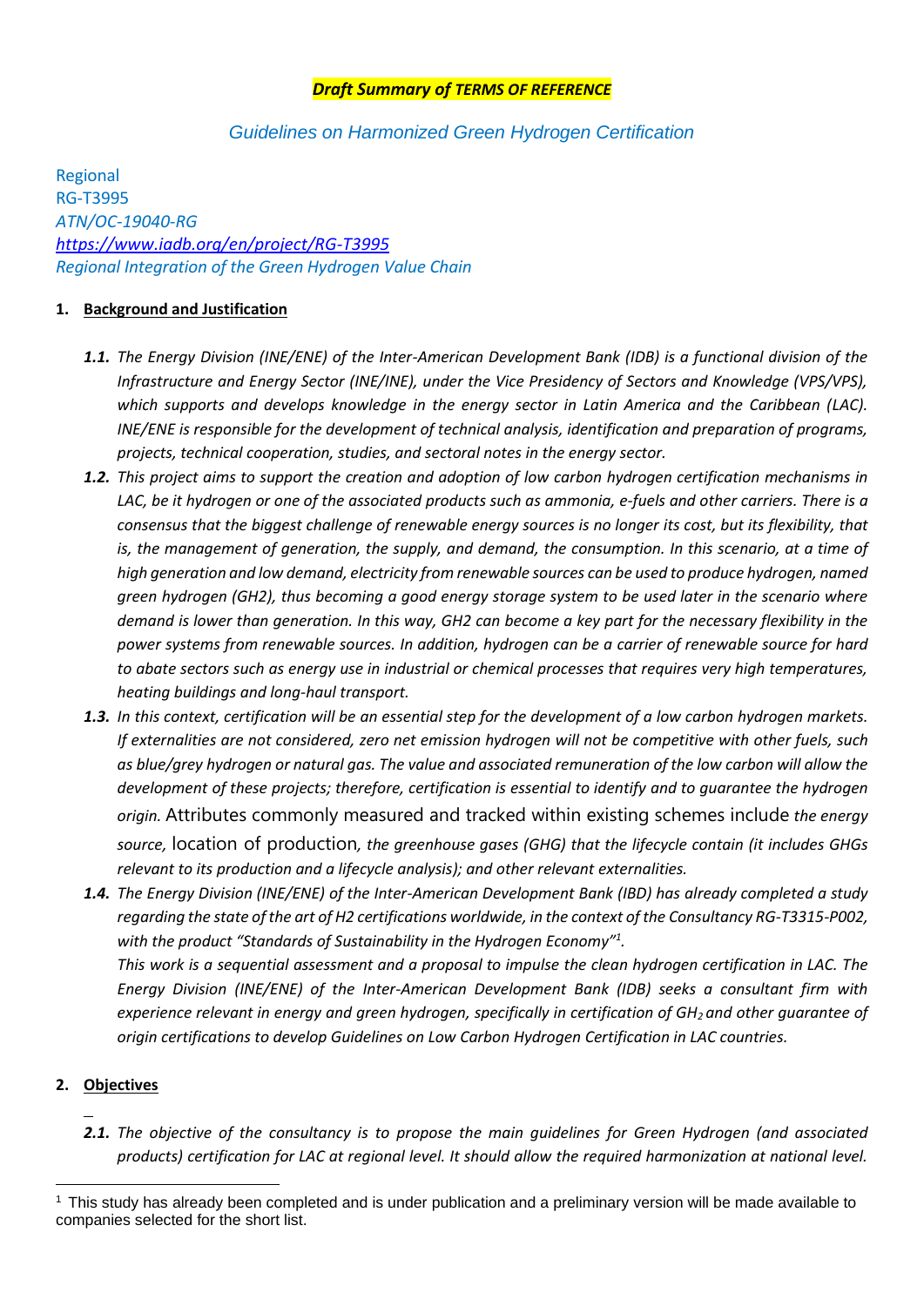***Draft Summary of TERMS OF REFERENCE***

*Guidelines on Harmonized Green Hydrogen Certification*

Regional
RG-T3995
*ATN/OC-19040-RG*
*https://www.iadb.org/en/project/RG-T3995*
*Regional Integration of the Green Hydrogen Value Chain*

## 1. Background and Justification

***1.1.*** *The Energy Division (INE/ENE) of the Inter-American Development Bank (IDB) is a functional division of the Infrastructure and Energy Sector (INE/INE), under the Vice Presidency of Sectors and Knowledge (VPS/VPS), which supports and develops knowledge in the energy sector in Latin America and the Caribbean (LAC). INE/ENE is responsible for the development of technical analysis, identification and preparation of programs, projects, technical cooperation, studies, and sectoral notes in the energy sector.*

***1.2.*** *This project aims to support the creation and adoption of low carbon hydrogen certification mechanisms in LAC, be it hydrogen or one of the associated products such as ammonia, e-fuels and other carriers. There is a consensus that the biggest challenge of renewable energy sources is no longer its cost, but its flexibility, that is, the management of generation, the supply, and demand, the consumption. In this scenario, at a time of high generation and low demand, electricity from renewable sources can be used to produce hydrogen, named green hydrogen (GH2), thus becoming a good energy storage system to be used later in the scenario where demand is lower than generation. In this way, GH2 can become a key part for the necessary flexibility in the power systems from renewable sources. In addition, hydrogen can be a carrier of renewable source for hard to abate sectors such as energy use in industrial or chemical processes that requires very high temperatures, heating buildings and long-haul transport.*

***1.3.*** *In this context, certification will be an essential step for the development of a low carbon hydrogen markets. If externalities are not considered, zero net emission hydrogen will not be competitive with other fuels, such as blue/grey hydrogen or natural gas. The value and associated remuneration of the low carbon will allow the development of these projects; therefore, certification is essential to identify and to guarantee the hydrogen origin.* Attributes commonly measured and tracked within existing schemes include *the energy source,* location of production, *the greenhouse gases (GHG) that the lifecycle contain (it includes GHGs relevant to its production and a lifecycle analysis); and other relevant externalities.*

***1.4.*** *The Energy Division (INE/ENE) of the Inter-American Development Bank (IBD) has already completed a study regarding the state of the art of H2 certifications worldwide, in the context of the Consultancy RG-T3315-P002, with the product "Standards of Sustainability in the Hydrogen Economy"[1].*

*This work is a sequential assessment and a proposal to impulse the clean hydrogen certification in LAC. The Energy Division (INE/ENE) of the Inter-American Development Bank (IDB) seeks a consultant firm with experience relevant in energy and green hydrogen, specifically in certification of $GH_2$ and other guarantee of origin certifications to develop Guidelines on Low Carbon Hydrogen Certification in LAC countries.*

## 2. Objectives

***2.1.*** *The objective of the consultancy is to propose the main guidelines for Green Hydrogen (and associated products) certification for LAC at regional level. It should allow the required harmonization at national level.*

---

[1] This study has already been completed and is under publication and a preliminary version will be made available to companies selected for the short list.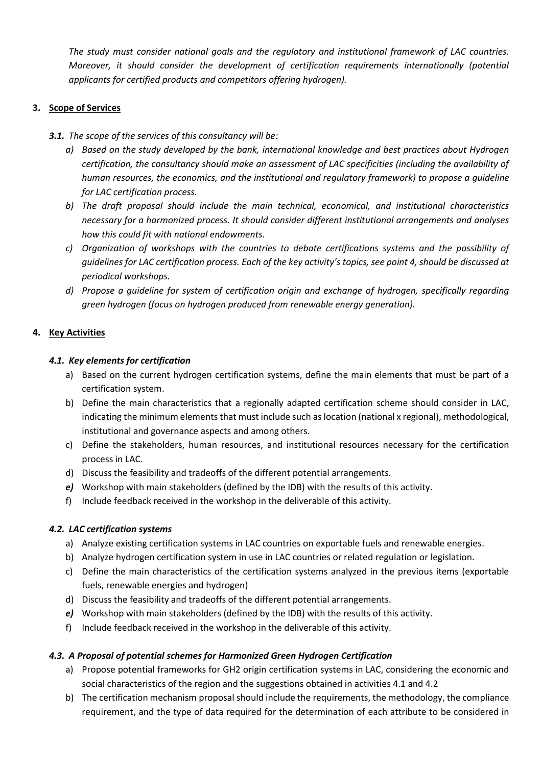*The study must consider national goals and the regulatory and institutional framework of LAC countries. Moreover, it should consider the development of certification requirements internationally (potential applicants for certified products and competitors offering hydrogen).*

## 3. Scope of Services

***3.1.*** *The scope of the services of this consultancy will be:*

*a) Based on the study developed by the bank, international knowledge and best practices about Hydrogen certification, the consultancy should make an assessment of LAC specificities (including the availability of human resources, the economics, and the institutional and regulatory framework) to propose a guideline for LAC certification process.*

*b) The draft proposal should include the main technical, economical, and institutional characteristics necessary for a harmonized process. It should consider different institutional arrangements and analyses how this could fit with national endowments.*

*c) Organization of workshops with the countries to debate certifications systems and the possibility of guidelines for LAC certification process. Each of the key activity's topics, see point 4, should be discussed at periodical workshops.*

*d) Propose a guideline for system of certification origin and exchange of hydrogen, specifically regarding green hydrogen (focus on hydrogen produced from renewable energy generation).*

## 4. Key Activities

### *4.1. Key elements for certification*

a) Based on the current hydrogen certification systems, define the main elements that must be part of a certification system.

b) Define the main characteristics that a regionally adapted certification scheme should consider in LAC, indicating the minimum elements that must include such as location (national x regional), methodological, institutional and governance aspects and among others.

c) Define the stakeholders, human resources, and institutional resources necessary for the certification process in LAC.

d) Discuss the feasibility and tradeoffs of the different potential arrangements.

***e)*** Workshop with main stakeholders (defined by the IDB) with the results of this activity.

f) Include feedback received in the workshop in the deliverable of this activity.

### *4.2. LAC certification systems*

a) Analyze existing certification systems in LAC countries on exportable fuels and renewable energies.

b) Analyze hydrogen certification system in use in LAC countries or related regulation or legislation.

c) Define the main characteristics of the certification systems analyzed in the previous items (exportable fuels, renewable energies and hydrogen)

d) Discuss the feasibility and tradeoffs of the different potential arrangements.

***e)*** Workshop with main stakeholders (defined by the IDB) with the results of this activity.

f) Include feedback received in the workshop in the deliverable of this activity.

### *4.3. A Proposal of potential schemes for Harmonized Green Hydrogen Certification*

a) Propose potential frameworks for GH2 origin certification systems in LAC, considering the economic and social characteristics of the region and the suggestions obtained in activities 4.1 and 4.2

b) The certification mechanism proposal should include the requirements, the methodology, the compliance requirement, and the type of data required for the determination of each attribute to be considered in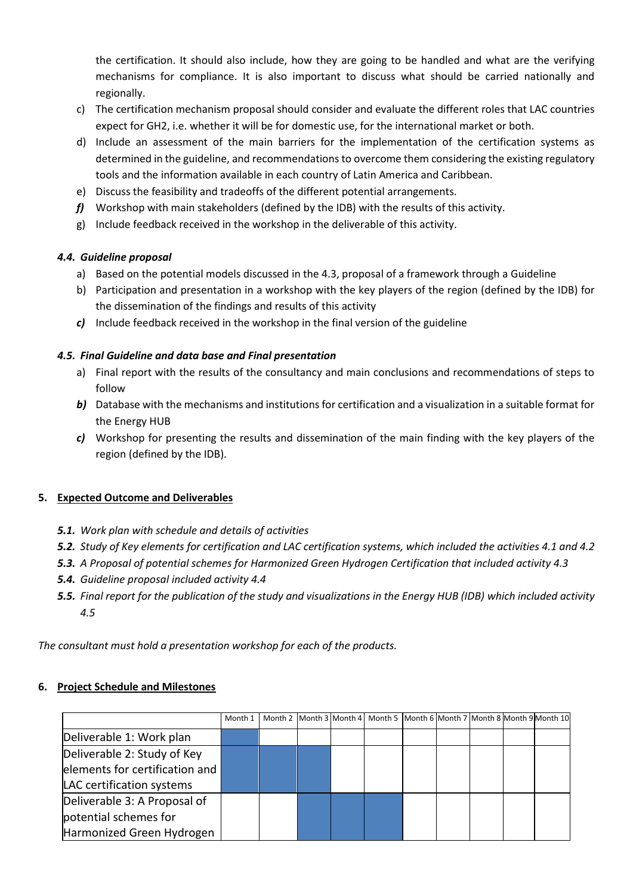the certification. It should also include, how they are going to be handled and what are the verifying mechanisms for compliance. It is also important to discuss what should be carried nationally and regionally.

c) The certification mechanism proposal should consider and evaluate the different roles that LAC countries expect for GH2, i.e. whether it will be for domestic use, for the international market or both.
d) Include an assessment of the main barriers for the implementation of the certification systems as determined in the guideline, and recommendations to overcome them considering the existing regulatory tools and the information available in each country of Latin America and Caribbean.
e) Discuss the feasibility and tradeoffs of the different potential arrangements.
***f)*** Workshop with main stakeholders (defined by the IDB) with the results of this activity.
g) Include feedback received in the workshop in the deliverable of this activity.

### *4.4. Guideline proposal*

a) Based on the potential models discussed in the 4.3, proposal of a framework through a Guideline
b) Participation and presentation in a workshop with the key players of the region (defined by the IDB) for the dissemination of the findings and results of this activity
***c)*** Include feedback received in the workshop in the final version of the guideline

### *4.5. Final Guideline and data base and Final presentation*

a) Final report with the results of the consultancy and main conclusions and recommendations of steps to follow
***b)*** Database with the mechanisms and institutions for certification and a visualization in a suitable format for the Energy HUB
***c)*** Workshop for presenting the results and dissemination of the main finding with the key players of the region (defined by the IDB).

## 5. Expected Outcome and Deliverables

***5.1.*** *Work plan with schedule and details of activities*
***5.2.*** *Study of Key elements for certification and LAC certification systems, which included the activities 4.1 and 4.2*
***5.3.*** *A Proposal of potential schemes for Harmonized Green Hydrogen Certification that included activity 4.3*
***5.4.*** *Guideline proposal included activity 4.4*
***5.5.*** *Final report for the publication of the study and visualizations in the Energy HUB (IDB) which included activity 4.5*

*The consultant must hold a presentation workshop for each of the products.*

## 6. Project Schedule and Milestones

| | Month 1 | Month 2 | Month 3 | Month 4 | Month 5 | Month 6 | Month 7 | Month 8 | Month 9 | Month 10 |
|---|---|---|---|---|---|---|---|---|---|---|
| Deliverable 1: Work plan | ■ | | | | | | | | | |
| Deliverable 2: Study of Key elements for certification and LAC certification systems | ■ | ■ | ■ | | | | | | | |
| Deliverable 3: A Proposal of potential schemes for Harmonized Green Hydrogen | | | ■ | ■ | ■ | | | | | |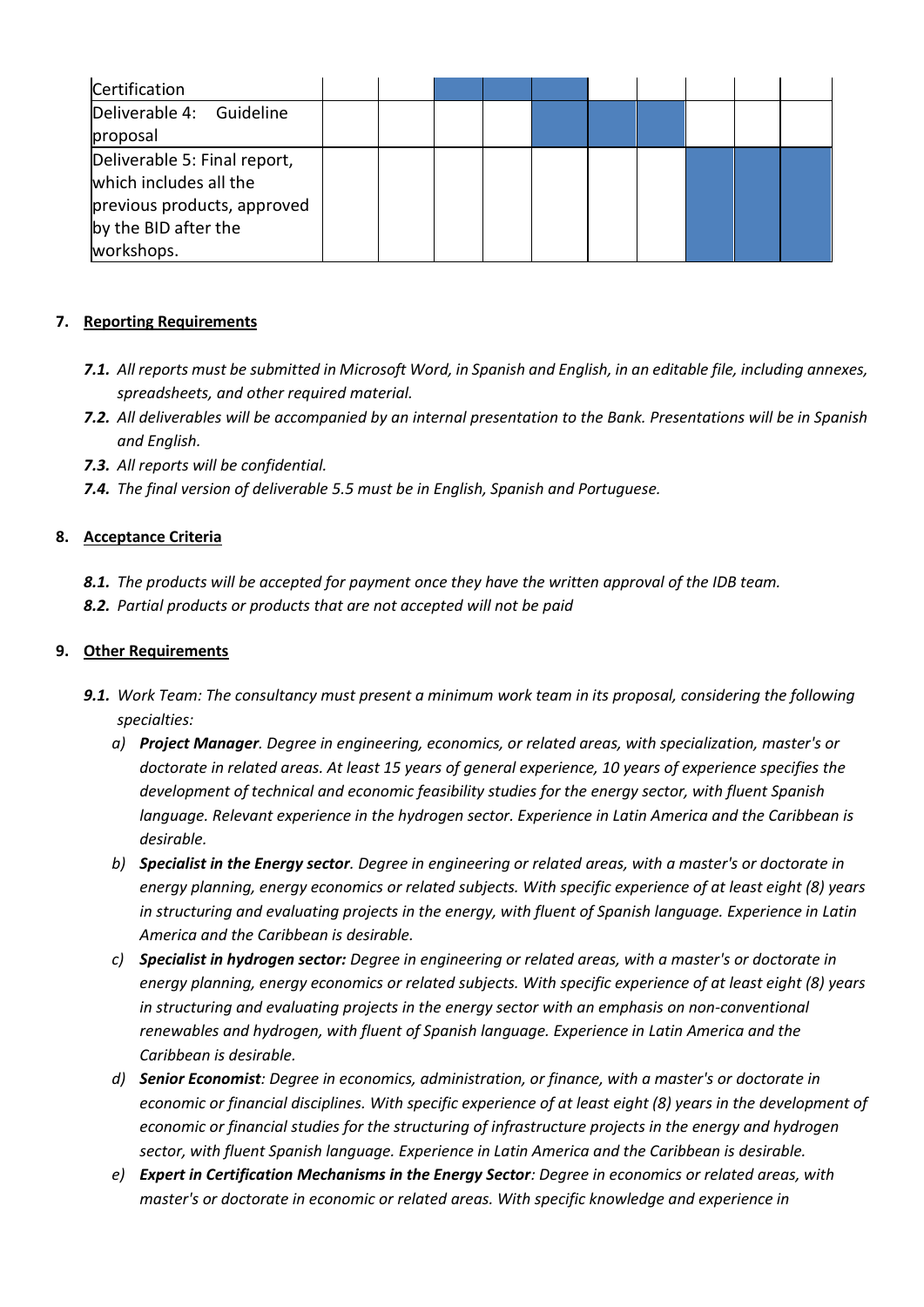| | | | | | | | | | | |
|---|---|---|---|---|---|---|---|---|---|---|
| Certification | | | ■ | ■ | ■ | | | | | |
| Deliverable 4: Guideline proposal | | | | | ■ | ■ | ■ | | | |
| Deliverable 5: Final report, which includes all the previous products, approved by the BID after the workshops. | | | | | | | | ■ | ■ | ■ |

**7. Reporting Requirements**

*7.1. All reports must be submitted in Microsoft Word, in Spanish and English, in an editable file, including annexes, spreadsheets, and other required material.*

*7.2. All deliverables will be accompanied by an internal presentation to the Bank. Presentations will be in Spanish and English.*

*7.3. All reports will be confidential.*

*7.4. The final version of deliverable 5.5 must be in English, Spanish and Portuguese.*

**8. Acceptance Criteria**

*8.1. The products will be accepted for payment once they have the written approval of the IDB team.*

*8.2. Partial products or products that are not accepted will not be paid*

**9. Other Requirements**

*9.1. Work Team: The consultancy must present a minimum work team in its proposal, considering the following specialties:*

*a) **Project Manager**. Degree in engineering, economics, or related areas, with specialization, master's or doctorate in related areas. At least 15 years of general experience, 10 years of experience specifies the development of technical and economic feasibility studies for the energy sector, with fluent Spanish language. Relevant experience in the hydrogen sector. Experience in Latin America and the Caribbean is desirable.*

*b) **Specialist in the Energy sector**. Degree in engineering or related areas, with a master's or doctorate in energy planning, energy economics or related subjects. With specific experience of at least eight (8) years in structuring and evaluating projects in the energy, with fluent of Spanish language. Experience in Latin America and the Caribbean is desirable.*

*c) **Specialist in hydrogen sector:** Degree in engineering or related areas, with a master's or doctorate in energy planning, energy economics or related subjects. With specific experience of at least eight (8) years in structuring and evaluating projects in the energy sector with an emphasis on non-conventional renewables and hydrogen, with fluent of Spanish language. Experience in Latin America and the Caribbean is desirable.*

*d) **Senior Economist**: Degree in economics, administration, or finance, with a master's or doctorate in economic or financial disciplines. With specific experience of at least eight (8) years in the development of economic or financial studies for the structuring of infrastructure projects in the energy and hydrogen sector, with fluent Spanish language. Experience in Latin America and the Caribbean is desirable.*

*e) **Expert in Certification Mechanisms in the Energy Sector**: Degree in economics or related areas, with master's or doctorate in economic or related areas. With specific knowledge and experience in*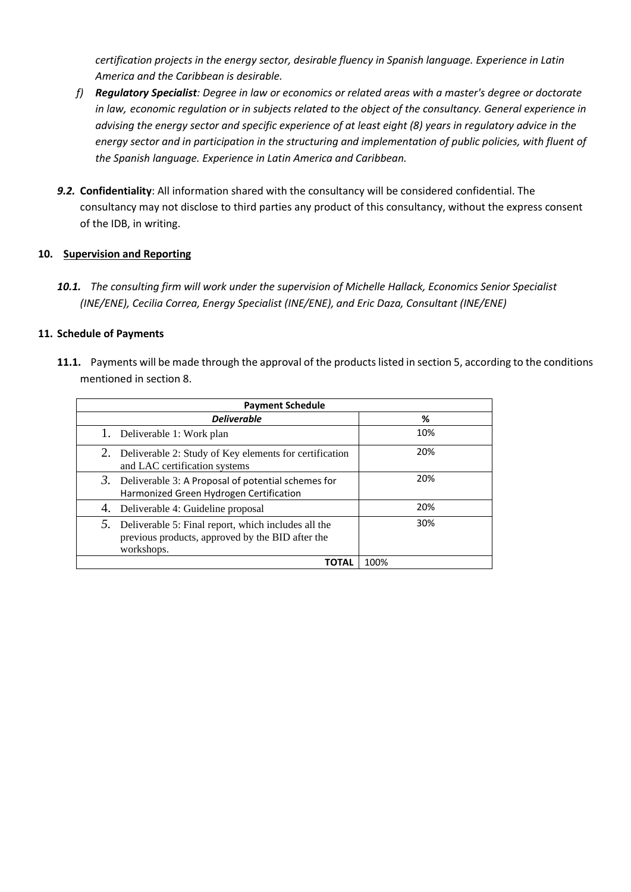*certification projects in the energy sector, desirable fluency in Spanish language. Experience in Latin America and the Caribbean is desirable.*

f) ***Regulatory Specialist**: Degree in law or economics or related areas with a master's degree or doctorate in law, economic regulation or in subjects related to the object of the consultancy. General experience in advising the energy sector and specific experience of at least eight (8) years in regulatory advice in the energy sector and in participation in the structuring and implementation of public policies, with fluent of the Spanish language. Experience in Latin America and Caribbean.*

***9.2.*** **Confidentiality**: All information shared with the consultancy will be considered confidential. The consultancy may not disclose to third parties any product of this consultancy, without the express consent of the IDB, in writing.

## 10. Supervision and Reporting

***10.1.*** *The consulting firm will work under the supervision of Michelle Hallack, Economics Senior Specialist (INE/ENE), Cecilia Correa, Energy Specialist (INE/ENE), and Eric Daza, Consultant (INE/ENE)*

## 11. Schedule of Payments

**11.1.** Payments will be made through the approval of the products listed in section 5, according to the conditions mentioned in section 8.

| Payment Schedule | |
|---|---|
| ***Deliverable*** | **%** |
| 1. Deliverable 1: Work plan | 10% |
| 2. Deliverable 2: Study of Key elements for certification and LAC certification systems | 20% |
| 3. Deliverable 3: A Proposal of potential schemes for Harmonized Green Hydrogen Certification | 20% |
| 4. Deliverable 4: Guideline proposal | 20% |
| 5. Deliverable 5: Final report, which includes all the previous products, approved by the BID after the workshops. | 30% |
| **TOTAL** | 100% |